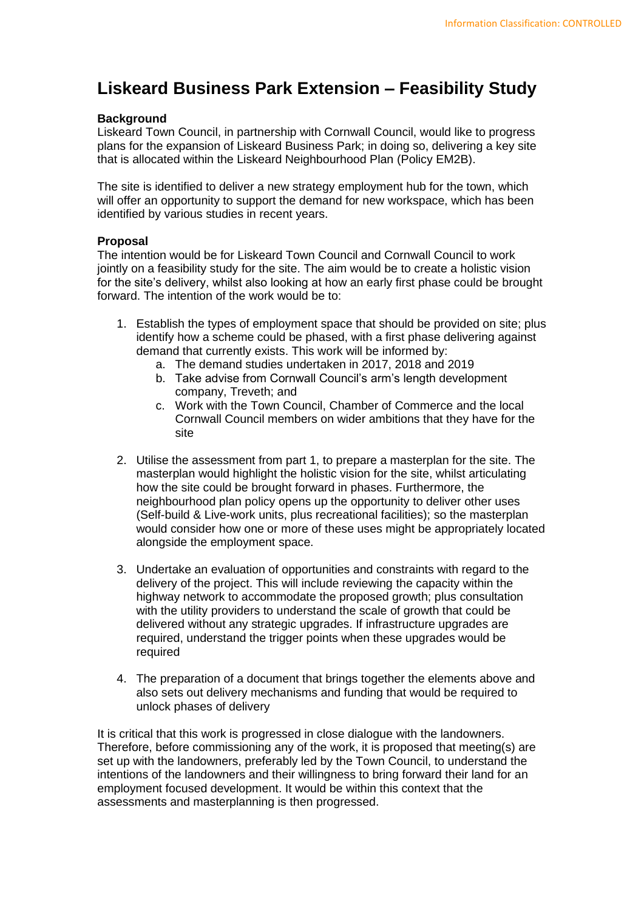# Liskeard Business Park Extension – Feasibility Study

**Background**

Liskeard Town Council, in partnership with Cornwall Council, would like to progress plans for the expansion of Liskeard Business Park; in doing so, delivering a key site that is allocated within the Liskeard Neighbourhood Plan (Policy EM2B).

The site is identified to deliver a new strategy employment hub for the town, which will offer an opportunity to support the demand for new workspace, which has been identified by various studies in recent years.

**Proposal**

The intention would be for Liskeard Town Council and Cornwall Council to work jointly on a feasibility study for the site. The aim would be to create a holistic vision for the site's delivery, whilst also looking at how an early first phase could be brought forward. The intention of the work would be to:

1. Establish the types of employment space that should be provided on site; plus identify how a scheme could be phased, with a first phase delivering against demand that currently exists. This work will be informed by:
    a. The demand studies undertaken in 2017, 2018 and 2019
    b. Take advise from Cornwall Council's arm's length development company, Treveth; and
    c. Work with the Town Council, Chamber of Commerce and the local Cornwall Council members on wider ambitions that they have for the site

2. Utilise the assessment from part 1, to prepare a masterplan for the site. The masterplan would highlight the holistic vision for the site, whilst articulating how the site could be brought forward in phases. Furthermore, the neighbourhood plan policy opens up the opportunity to deliver other uses (Self-build & Live-work units, plus recreational facilities); so the masterplan would consider how one or more of these uses might be appropriately located alongside the employment space.

3. Undertake an evaluation of opportunities and constraints with regard to the delivery of the project. This will include reviewing the capacity within the highway network to accommodate the proposed growth; plus consultation with the utility providers to understand the scale of growth that could be delivered without any strategic upgrades. If infrastructure upgrades are required, understand the trigger points when these upgrades would be required

4. The preparation of a document that brings together the elements above and also sets out delivery mechanisms and funding that would be required to unlock phases of delivery

It is critical that this work is progressed in close dialogue with the landowners. Therefore, before commissioning any of the work, it is proposed that meeting(s) are set up with the landowners, preferably led by the Town Council, to understand the intentions of the landowners and their willingness to bring forward their land for an employment focused development. It would be within this context that the assessments and masterplanning is then progressed.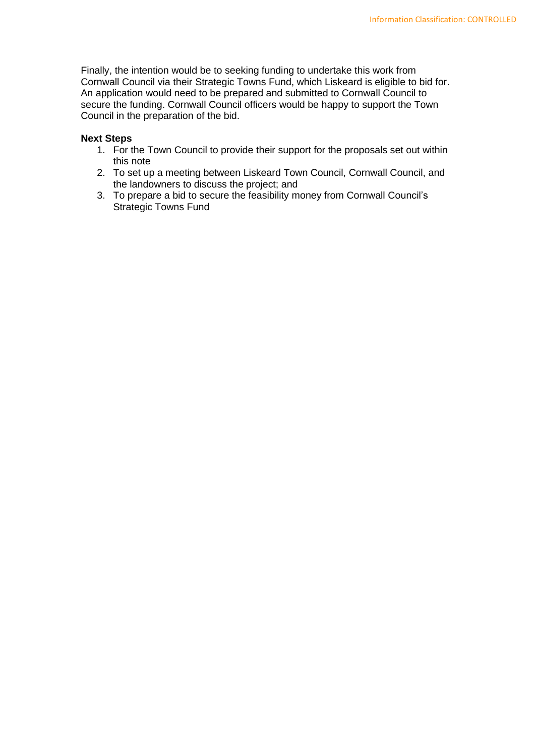Finally, the intention would be to seeking funding to undertake this work from Cornwall Council via their Strategic Towns Fund, which Liskeard is eligible to bid for. An application would need to be prepared and submitted to Cornwall Council to secure the funding. Cornwall Council officers would be happy to support the Town Council in the preparation of the bid.

**Next Steps**

1. For the Town Council to provide their support for the proposals set out within this note
2. To set up a meeting between Liskeard Town Council, Cornwall Council, and the landowners to discuss the project; and
3. To prepare a bid to secure the feasibility money from Cornwall Council's Strategic Towns Fund